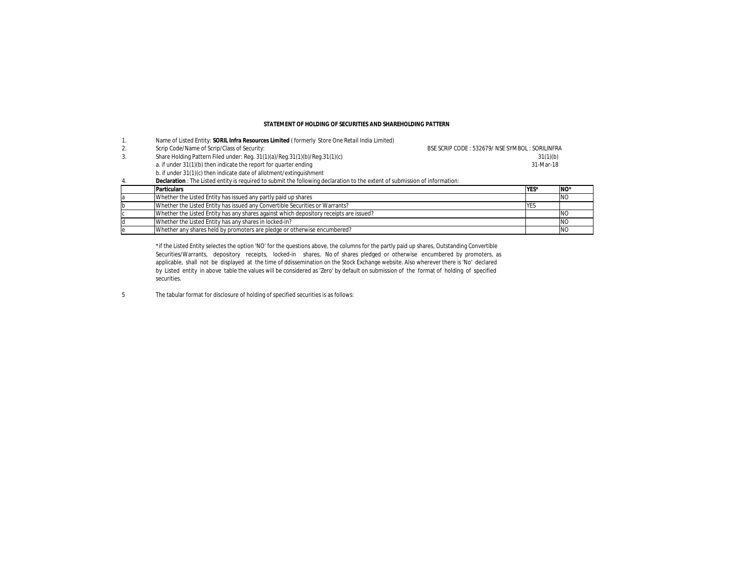**STATEMENT OF HOLDING OF SECURITIES AND SHAREHOLDING PATTERN**

1. Name of Listed Entity: **SORIL Infra Resources Limited** ( formerly Store One Retail India Limited)
2. Scrip Code/Name of Scrip/Class of Security: BSE SCRIP CODE : 532679/ NSE SYMBOL : SORILINFRA
3. Share Holding Pattern Filed under: Reg. 31(1)(a)/Reg.31(1)(b)/Reg.31(1)(c) 31(1)(b)
   a. if under 31(1)(b) then indicate the report for quarter ending 31-Mar-18
   b. if under 31(1)(c) then indicate date of allotment/extinguishment
4. **Declaration** : The Listed entity is required to submit the following declaration to the extent of submission of information:

| | **Particulars** | **YES*** | **NO*** |
|---|---|---|---|
| a | Whether the Listed Entity has issued any partly paid up shares | | NO |
| b | Whether the Listed Entity has issued any Convertible Securities or Warrants? | YES | |
| c | Whether the Listed Entity has any shares against which depository receipts are issued? | | NO |
| d | Whether the Listed Entity has any shares in locked-in? | | NO |
| e | Whether any shares held by promoters are pledge or otherwise encumbered? | | NO |

*if the Listed Entity selectes the option 'NO' for the questions above, the columns for the partly paid up shares, Outstanding Convertible Securities/Warrants, depository receipts, locked-in shares, No of shares pledged or otherwise encumbered by promoters, as applicable, shall not be displayed at the time of ddissemination on the Stock Exchange website. Also wherever there is 'No' declared by Listed entity in above table the values will be considered as 'Zero' by default on submission of the format of holding of specified securities.

5 The tabular format for disclosure of holding of specified securities is as follows: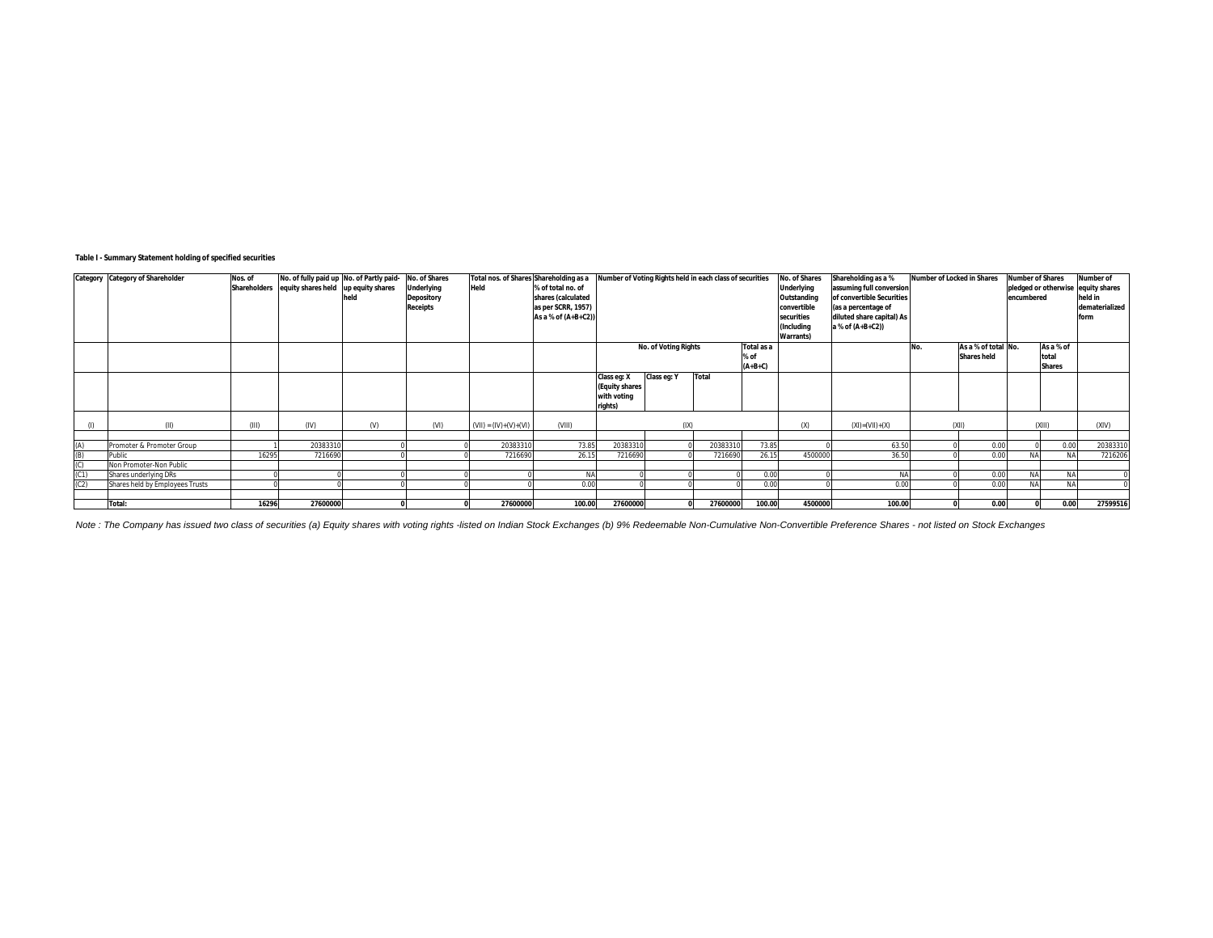**Table I - Summary Statement holding of specified securities**

| Category | Category of Shareholder | Nos. of Shareholders | No. of fully paid up equity shares held | No. of Partly paid-up equity shares held | No. of Shares Underlying Depository Receipts | Total nos. of Shares Held | Shareholding as a % of total no. of shares (calculated as per SCRR, 1957) As a % of (A+B+C2)) | Number of Voting Rights held in each class of securities | | | | No. of Shares Underlying Outstanding convertible securities (Including Warrants) | Shareholding as a % assuming full conversion of convertible Securities (as a percentage of diluted share capital) As a % of (A+B+C2)) | Number of Locked in Shares | | Number of Shares pledged or otherwise encumbered | | Number of equity shares held in dematerialized form |
|---|---|---|---|---|---|---|---|---|---|---|---|---|---|---|---|---|---|---|
| | | | | | | | | No. of Voting Rights | | | Total as a % of (A+B+C) | | | No. | As a % of total Shares held | No. | As a % of total Shares | |
| | | | | | | | | Class eg: X (Equity shares with voting rights) | Class eg: Y | Total | | | | | | | | |
| (I) | (II) | (III) | (IV) | (V) | (VI) | (VII) = (IV)+(V)+(VI) | (VIII) | (IX) | | | | (X) | (XI)=(VII)+(X) | (XII) | | (XIII) | | (XIV) |
| (A) | Promoter & Promoter Group | 1 | 20383310 | 0 | 0 | 20383310 | 73.85 | 20383310 | 0 | 20383310 | 73.85 | 0 | 63.50 | 0 | 0.00 | 0 | 0.00 | 20383310 |
| (B) | Public | 16295 | 7216690 | 0 | 0 | 7216690 | 26.15 | 7216690 | 0 | 7216690 | 26.15 | 4500000 | 36.50 | 0 | 0.00 | NA | NA | 7216206 |
| (C) | Non Promoter-Non Public | | | | | | | | | | | | | | | | | |
| (C1) | Shares underlying DRs | 0 | 0 | 0 | 0 | 0 | NA | 0 | 0 | 0 | 0.00 | 0 | NA | 0 | 0.00 | NA | NA | 0 |
| (C2) | Shares held by Employees Trusts | 0 | 0 | 0 | 0 | 0 | 0.00 | 0 | 0 | 0 | 0.00 | 0 | 0.00 | 0 | 0.00 | NA | NA | 0 |
| | **Total:** | **16296** | **27600000** | **0** | **0** | **27600000** | **100.00** | **27600000** | **0** | **27600000** | **100.00** | **4500000** | **100.00** | **0** | **0.00** | **0** | **0.00** | **27599516** |

*Note : The Company has issued two class of securities (a) Equity shares with voting rights -listed on Indian Stock Exchanges (b) 9% Redeemable Non-Cumulative Non-Convertible Preference Shares - not listed on Stock Exchanges*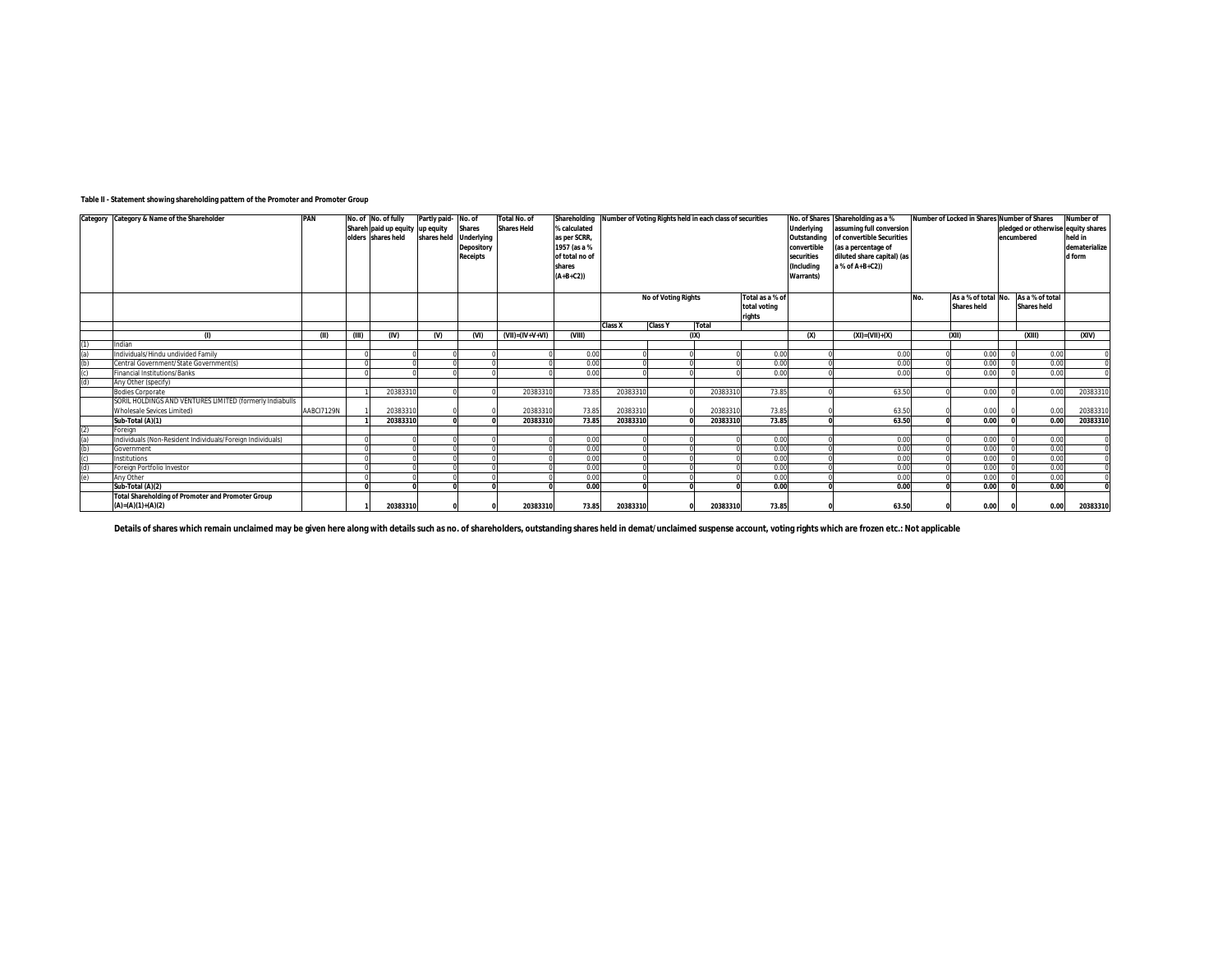**Table II - Statement showing shareholding pattern of the Promoter and Promoter Group**

| Category | Category & Name of the Shareholder | PAN | No. of Shareholders | No. of fully paid up equity shares held | Partly paid-up equity shares held | No. of Shares Underlying Depository Receipts | Total No. of Shares Held | Shareholding % calculated as per SCRR, 1957 (as a % of total no of shares (A+B+C2)) | Number of Voting Rights held in each class of securities | | | | No. of Shares Underlying Outstanding convertible securities (Including Warrants) | Shareholding as a % assuming full conversion of convertible Securities (as a percentage of diluted share capital) (as a % of A+B+C2)) | Number of Locked in Shares | | Number of Shares pledged or otherwise encumbered | | Number of equity shares held in dematerialized form |
|---|---|---|---|---|---|---|---|---|---|---|---|---|---|---|---|---|---|---|---|
| | | | | | | | | | No of Voting Rights | | | Total as a % of total voting rights | | | No. | As a % of total Shares held | No. | As a % of total Shares held | |
| | | | | | | | | | Class X | Class Y | Total | | | | | | | | |
| | (I) | (II) | (III) | (IV) | (V) | (VI) | (VII)=(IV+V+VI) | (VIII) | (IX) | | | | (X) | (XI)=(VII)+(X) | (XII) | | (XIII) | | (XIV) |
| (1) | Indian | | | | | | | | | | | | | | | | | | |
| (a) | Individuals/Hindu undivided Family | | 0 | 0 | 0 | 0 | 0 | 0.00 | 0 | 0 | 0 | 0.00 | 0 | 0.00 | 0 | 0.00 | 0 | 0.00 | 0 |
| (b) | Central Government/State Government(s) | | 0 | 0 | 0 | 0 | 0 | 0.00 | 0 | 0 | 0 | 0.00 | 0 | 0.00 | 0 | 0.00 | 0 | 0.00 | 0 |
| (c) | Financial Institutions/Banks | | 0 | 0 | 0 | 0 | 0 | 0.00 | 0 | 0 | 0 | 0.00 | 0 | 0.00 | 0 | 0.00 | 0 | 0.00 | 0 |
| (d) | Any Other (specify) | | | | | | | | | | | | | | | | | | |
| | Bodies Corporate | | 1 | 20383310 | 0 | 0 | 20383310 | 73.85 | 20383310 | 0 | 20383310 | 73.85 | 0 | 63.50 | 0 | 0.00 | 0 | 0.00 | 20383310 |
| | SORIL HOLDINGS AND VENTURES LIMITED (formerly Indiabulls Wholesale Sevices Limited) | AABCI7129N | 1 | 20383310 | 0 | 0 | 20383310 | 73.85 | 20383310 | 0 | 20383310 | 73.85 | 0 | 63.50 | 0 | 0.00 | 0 | 0.00 | 20383310 |
| | **Sub-Total (A)(1)** | | **1** | **20383310** | **0** | **0** | **20383310** | **73.85** | **20383310** | **0** | **20383310** | **73.85** | **0** | **63.50** | **0** | **0.00** | **0** | **0.00** | **20383310** |
| (2) | Foreign | | | | | | | | | | | | | | | | | | |
| (a) | Individuals (Non-Resident Individuals/Foreign Individuals) | | 0 | 0 | 0 | 0 | 0 | 0.00 | 0 | 0 | 0 | 0.00 | 0 | 0.00 | 0 | 0.00 | 0 | 0.00 | 0 |
| (b) | Government | | 0 | 0 | 0 | 0 | 0 | 0.00 | 0 | 0 | 0 | 0.00 | 0 | 0.00 | 0 | 0.00 | 0 | 0.00 | 0 |
| (c) | Institutions | | 0 | 0 | 0 | 0 | 0 | 0.00 | 0 | 0 | 0 | 0.00 | 0 | 0.00 | 0 | 0.00 | 0 | 0.00 | 0 |
| (d) | Foreign Portfolio Investor | | 0 | 0 | 0 | 0 | 0 | 0.00 | 0 | 0 | 0 | 0.00 | 0 | 0.00 | 0 | 0.00 | 0 | 0.00 | 0 |
| (e) | Any Other | | 0 | 0 | 0 | 0 | 0 | 0.00 | 0 | 0 | 0 | 0.00 | 0 | 0.00 | 0 | 0.00 | 0 | 0.00 | 0 |
| | **Sub-Total (A)(2)** | | **0** | **0** | **0** | **0** | **0** | **0.00** | **0** | **0** | **0** | **0.00** | **0** | **0.00** | **0** | **0.00** | **0** | **0.00** | **0** |
| | **Total Shareholding of Promoter and Promoter Group (A)=(A)(1)+(A)(2)** | | **1** | **20383310** | **0** | **0** | **20383310** | **73.85** | **20383310** | **0** | **20383310** | **73.85** | **0** | **63.50** | **0** | **0.00** | **0** | **0.00** | **20383310** |

**Details of shares which remain unclaimed may be given here along with details such as no. of shareholders, outstanding shares held in demat/unclaimed suspense account, voting rights which are frozen etc.: Not applicable**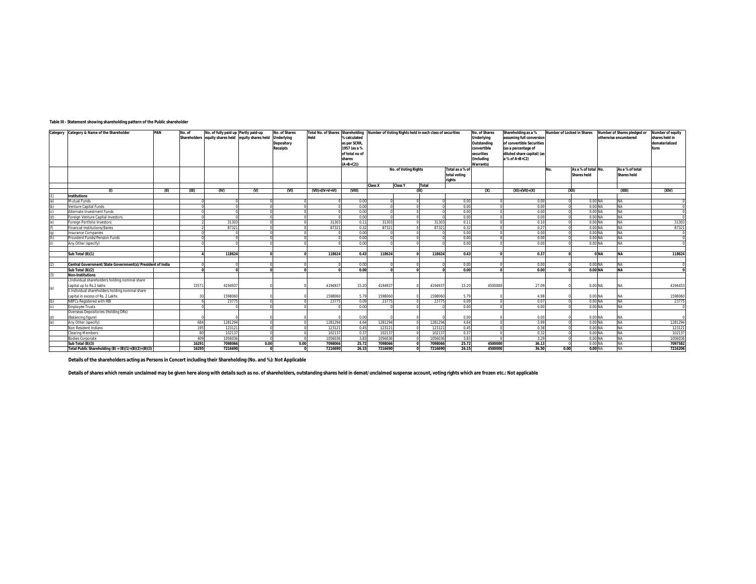**Table III - Statement showing shareholding pattern of the Public shareholder**

| Category | Category & Name of the Shareholder | PAN | No. of Shareholders | No. of fully paid up equity shares held | Partly paid-up equity shares held | No. of Shares Underlying Depository Receipts | Total No. of Shares Held | Shareholding % calculated as per SCRR, 1957 (as a % of total no of shares (A+B+C2)) | Number of Voting Rights held in each class of securities | | | | No. of Shares Underlying Outstanding convertible securities (Including Warrants) | Shareholding as a % assuming full conversion of convertible Securities (as a percentage of diluted share capital) (as a % of A+B+C2) | Number of Locked in Shares | | Number of Shares pledged or otherwise encumbered | | Number of equity shares held in dematerialized form |
|---|---|---|---|---|---|---|---|---|---|---|---|---|---|---|---|---|---|---|---|
| | | | | | | | | | No. of Voting Rights | | | Total as a % of total voting rights | | | No. | As a % of total Shares held | No. | As a % of total Shares held | |
| | | | | | | | | | Class X | Class Y | Total | | | | | | | | |
| | (I) | (II) | (III) | (IV) | (V) | (VI) | (VII)=(IV+V+VI) | (VIII) | (IX) | | | | (X) | (XI)=(VII)+(X) | (XII) | | (XIII) | | (XIV) |
| (1) | **Institutions** | | | | | | | | | | | | | | | | | | |
| (a) | Mutual Funds | | 0 | 0 | 0 | 0 | 0 | 0.00 | 0 | 0 | 0 | 0.00 | 0 | 0.00 | 0 | 0.00 | NA | NA | 0 |
| (b) | Venture Capital Funds | | 0 | 0 | 0 | 0 | 0 | 0.00 | 0 | 0 | 0 | 0.00 | 0 | 0.00 | 0 | 0.00 | NA | NA | 0 |
| (c) | Alternate Investment Funds | | 0 | 0 | 0 | 0 | 0 | 0.00 | 0 | 0 | 0 | 0.00 | 0 | 0.00 | 0 | 0.00 | NA | NA | 0 |
| (d) | Foreign Venture Capital Investors | | 0 | 0 | 0 | 0 | 0 | 0.00 | 0 | 0 | 0 | 0.00 | 0 | 0.00 | 0 | 0.00 | NA | NA | 0 |
| (e) | Foreign Portfolio Investors | | 2 | 31303 | 0 | 0 | 31303 | 0.11 | 31303 | 0 | 31303 | 0.11 | 0 | 0.10 | 0 | 0.00 | NA | NA | 31303 |
| (f) | Financial Institutions/Banks | | 2 | 87321 | 0 | 0 | 87321 | 0.32 | 87321 | 0 | 87321 | 0.32 | 0 | 0.27 | 0 | 0.00 | NA | NA | 87321 |
| (g) | Insurance Companies | | 0 | 0 | 0 | 0 | 0 | 0.00 | 0 | 0 | 0 | 0.00 | 0 | 0.00 | 0 | 0.00 | NA | NA | 0 |
| (h) | Provident Funds/Pension Funds | | 0 | 0 | 0 | 0 | 0 | 0.00 | 0 | 0 | 0 | 0.00 | 0 | 0.00 | 0 | 0.00 | NA | NA | 0 |
| (i) | Any Other (specify) | | 0 | 0 | 0 | 0 | 0 | 0.00 | 0 | 0 | 0 | 0.00 | 0 | 0.00 | 0 | 0.00 | NA | NA | 0 |
| | **Sub Total (B)(1)** | | **4** | **118624** | **0** | **0** | **118624** | **0.43** | **118624** | **0** | **118624** | **0.43** | **0** | **0.37** | **0** | **0** | **NA** | **NA** | **118624** |
| (2) | **Central Government/State Government(s)/President of India** | | 0 | 0 | 0 | 0 | 0 | 0.00 | 0 | 0 | 0 | 0.00 | 0 | 0.00 | 0 | 0.00 | NA | NA | 0 |
| | **Sub Total (B)(2)** | | **0** | **0** | **0** | **0** | **0** | **0.00** | **0** | **0** | **0** | **0.00** | **0** | **0.00** | **0** | **0.00** | **NA** | **NA** | **0** |
| (3) | **Non-Institutions** | | | | | | | | | | | | | | | | | | |
| (a) | i.Individual shareholders holding nominal share capital up to Rs.2 lakhs | | 15571 | 4194937 | 0 | 0 | 4194937 | 15.20 | 4194937 | 0 | 4194937 | 15.20 | 4500000 | 27.09 | 0 | 0.00 | NA | NA | 4194453 |
| | ii.Individual shareholders holding nominal share capital in excess of Rs. 2 Lakhs | | 30 | 1598060 | 0 | 0 | 1598060 | 5.79 | 1598060 | 0 | 1598060 | 5.79 | 0 | 4.98 | 0 | 0.00 | NA | NA | 1598060 |
| (b) | NBFCs Registered with RBI | | 6 | 23775 | 0 | 0 | 23775 | 0.09 | 23775 | 0 | 23775 | 0.09 | 0 | 0.07 | 0 | 0.00 | NA | NA | 23775 |
| (c) | Employee Trusts | | 0 | 0 | 0 | 0 | 0 | 0.00 | 0 | 0 | 0 | 0.00 | 0 | 0.00 | 0 | 0.00 | NA | NA | 0 |
| (d) | Overseas Depositories (Holding DRs) (Balancing figure) | | 0 | 0 | 0 | 0 | 0 | 0.00 | 0 | 0 | 0 | 0.00 | 0 | 0.00 | 0 | 0.00 | NA | NA | 0 |
| (e) | Any Other (specify) | | 684 | 1281294 | 0 | 0 | 1281294 | 4.64 | 1281294 | 0 | 1281294 | 4.64 | 0 | 3.99 | 0 | 0.00 | NA | NA | 1281294 |
| | Non Resident Indians | | 195 | 123121 | 0 | 0 | 123121 | 0.45 | 123121 | 0 | 123121 | 0.45 | 0 | 0.38 | 0 | 0.00 | NA | NA | 123121 |
| | Clearing Members | | 80 | 102137 | 0 | 0 | 102137 | 0.37 | 102137 | 0 | 102137 | 0.37 | 0 | 0.32 | 0 | 0.00 | NA | NA | 102137 |
| | Bodies Corporate | | 409 | 1056036 | 0 | 0 | 1056036 | 3.83 | 1056036 | 0 | 1056036 | 3.83 | 0 | 3.29 | 0 | 0.00 | NA | NA | 1056036 |
| | **Sub Total (B)(3)** | | **16291** | **7098066** | **0.00** | **0.00** | **7098066** | **25.72** | **7098066** | **0** | **7098066** | **25.72** | **4500000** | **36.13** | 0 | 0.00 | NA | NA | **7097582** |
| | **Total Public Shareholding (B) = (B)(1)+(B)(2)+(B)(3)** | | **16295** | **7216690** | **0** | **0** | **7216690** | **26.15** | **7216690** | **0** | **7216690** | **26.15** | **4500000** | **36.50** | **0.00** | **0.00** | NA | NA | **7216206** |

**Details of the shareholders acting as Persons in Concert including their Shareholding (No. and %): Not Applicable**

**Details of shares which remain unclaimed may be given here along with details such as no. of shareholders, outstanding shares held in demat/unclaimed suspense account, voting rights which are frozen etc.: Not applicable**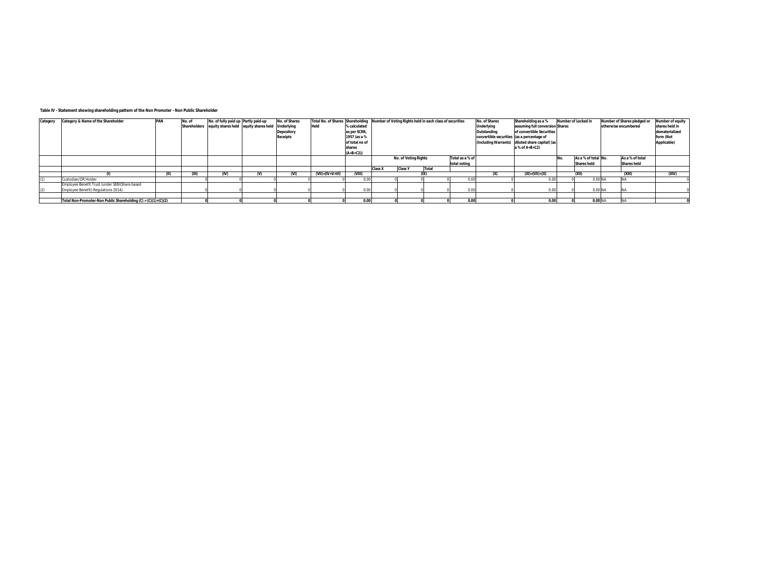**Table IV - Statement showing shareholding pattern of the Non Promoter - Non Public Shareholder**

| Category | Category & Name of the Shareholder | PAN | No. of Shareholders | No. of fully paid up equity shares held | Partly paid-up equity shares held | No. of Shares Underlying Depository Receipts | Total No. of Shares Held | Shareholding % calculated as per SCRR, 1957 (as a % of total no of shares (A+B+C2)) | Number of Voting Rights held in each class of securities | | | | No. of Shares Underlying Outstanding convertible securities (Including Warrants) | Shareholding as a % assuming full conversion of convertible Securities (as a percentage of diluted share capital) (as a % of A+B+C2) | Number of Locked in Shares | | Number of Shares pledged or otherwise encumbered | | Number of equity shares held in dematerialized form (Not Applicable) |
|---|---|---|---|---|---|---|---|---|---|---|---|---|---|---|---|---|---|---|---|
| | | | | | | | | | No. of Voting Rights | | | Total as a % of total voting | | | No. | As a % of total Shares held | No. | As a % of total Shares held | |
| | | | | | | | | | Class X | Class Y | Total | | | | | | | | |
| | (I) | (II) | (III) | (IV) | (V) | (VI) | (VII)=(IV+V+VI) | (VIII) | (IX) | | | | (X) | (XI)=(VII)+(X) | (XII) | | (XIII) | | (XIV) |
| (1) | Custodian/DR Holder | | 0 | 0 | 0 | 0 | 0 | 0.00 | 0 | 0 | 0 | 0.00 | 0 | 0.00 | 0 | 0.00 | NA | NA | 0 |
| (2) | Employee Benefit Trust (under SEBI(Share based Employee Benefit) Regulations 2014) | | 0 | 0 | 0 | 0 | 0 | 0.00 | 0 | 0 | 0 | 0.00 | 0 | 0.00 | 0 | 0.00 | NA | NA | 0 |
| | | | | | | | | | | | | | | | | | | | |
| | **Total Non-Promoter-Non Public Shareholding (C) = (C)(1)+(C)(2)** | | **0** | **0** | **0** | **0** | **0** | **0.00** | **0** | **0** | **0** | **0.00** | **0** | **0.00** | **0** | **0.00** | NA | NA | **0** |